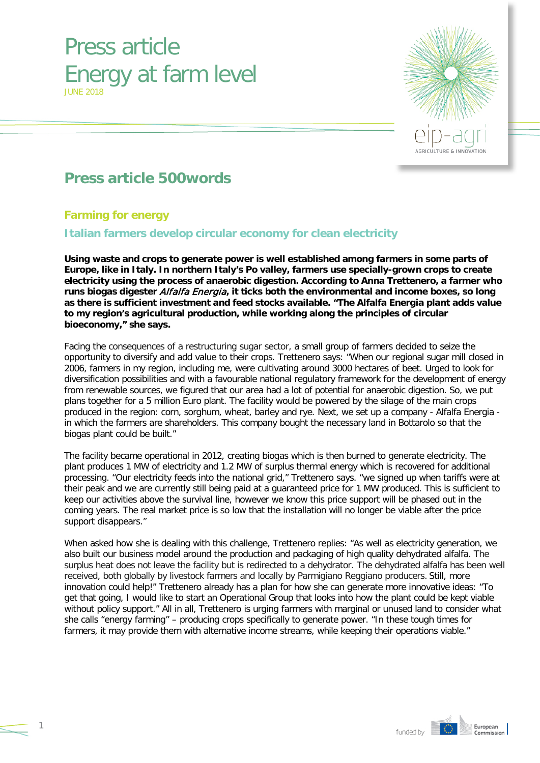# Press article
# Energy at farm level

JUNE 2018

## Press article 500words

### Farming for energy

### Italian farmers develop circular economy for clean electricity

**Using waste and crops to generate power is well established among farmers in some parts of Europe, like in Italy. In northern Italy's Po valley, farmers use specially-grown crops to create electricity using the process of anaerobic digestion. According to Anna Trettenero, a farmer who runs biogas digester *Alfalfa Energia*, it ticks both the environmental and income boxes, so long as there is sufficient investment and feed stocks available. "The Alfalfa Energia plant adds value to my region's agricultural production, while working along the principles of circular bioeconomy," she says.**

Facing the consequences of a restructuring sugar sector, a small group of farmers decided to seize the opportunity to diversify and add value to their crops. Trettenero says: "When our regional sugar mill closed in 2006, farmers in my region, including me, were cultivating around 3000 hectares of beet. Urged to look for diversification possibilities and with a favourable national regulatory framework for the development of energy from renewable sources, we figured that our area had a lot of potential for anaerobic digestion. So, we put plans together for a 5 million Euro plant. The facility would be powered by the silage of the main crops produced in the region: corn, sorghum, wheat, barley and rye. Next, we set up a company - Alfalfa Energia - in which the farmers are shareholders. This company bought the necessary land in Bottarolo so that the biogas plant could be built."

The facility became operational in 2012, creating biogas which is then burned to generate electricity. The plant produces 1 MW of electricity and 1.2 MW of surplus thermal energy which is recovered for additional processing. "Our electricity feeds into the national grid," Trettenero says. "we signed up when tariffs were at their peak and we are currently still being paid at a guaranteed price for 1 MW produced. This is sufficient to keep our activities above the survival line, however we know this price support will be phased out in the coming years. The real market price is so low that the installation will no longer be viable after the price support disappears."

When asked how she is dealing with this challenge, Trettenero replies: "As well as electricity generation, we also built our business model around the production and packaging of high quality dehydrated alfalfa. The surplus heat does not leave the facility but is redirected to a dehydrator. The dehydrated alfalfa has been well received, both globally by livestock farmers and locally by Parmigiano Reggiano producers. Still, more innovation could help!" Trettenero already has a plan for how she can generate more innovative ideas: "To get that going, I would like to start an Operational Group that looks into how the plant could be kept viable without policy support." All in all, Trettenero is urging farmers with marginal or unused land to consider what she calls "energy farming" – producing crops specifically to generate power. "In these tough times for farmers, it may provide them with alternative income streams, while keeping their operations viable."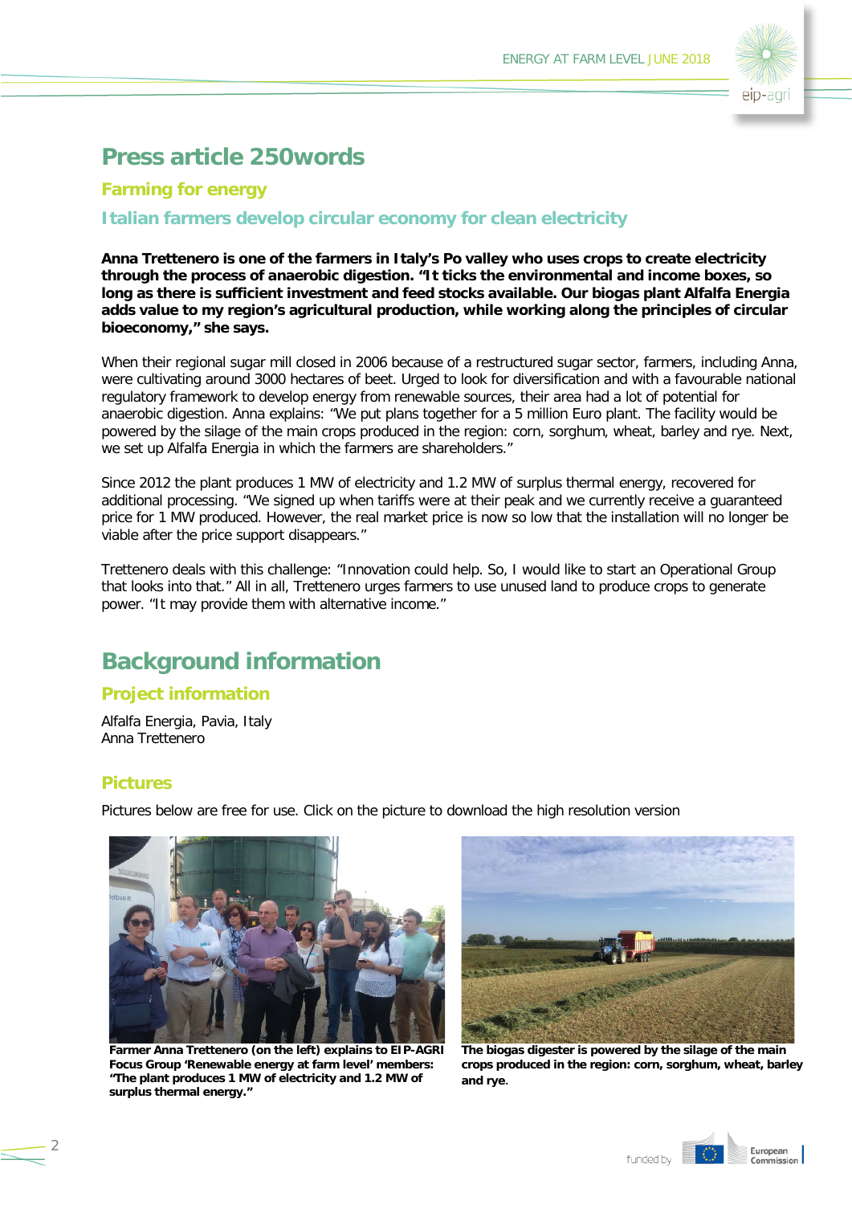# Press article 250words

## Farming for energy

### Italian farmers develop circular economy for clean electricity

**Anna Trettenero is one of the farmers in Italy's Po valley who uses crops to create electricity through the process of anaerobic digestion. "It ticks the environmental and income boxes, so long as there is sufficient investment and feed stocks available. Our biogas plant Alfalfa Energia adds value to my region's agricultural production, while working along the principles of circular bioeconomy," she says.**

When their regional sugar mill closed in 2006 because of a restructured sugar sector, farmers, including Anna, were cultivating around 3000 hectares of beet. Urged to look for diversification and with a favourable national regulatory framework to develop energy from renewable sources, their area had a lot of potential for anaerobic digestion. Anna explains: "We put plans together for a 5 million Euro plant. The facility would be powered by the silage of the main crops produced in the region: corn, sorghum, wheat, barley and rye. Next, we set up Alfalfa Energia in which the farmers are shareholders."

Since 2012 the plant produces 1 MW of electricity and 1.2 MW of surplus thermal energy, recovered for additional processing. "We signed up when tariffs were at their peak and we currently receive a guaranteed price for 1 MW produced. However, the real market price is now so low that the installation will no longer be viable after the price support disappears."

Trettenero deals with this challenge: "Innovation could help. So, I would like to start an Operational Group that looks into that." All in all, Trettenero urges farmers to use unused land to produce crops to generate power. "It may provide them with alternative income."

# Background information

## Project information

Alfalfa Energia, Pavia, Italy
Anna Trettenero

## Pictures

Pictures below are free for use. Click on the picture to download the high resolution version

**Farmer Anna Trettenero (on the left) explains to EIP-AGRI Focus Group 'Renewable energy at farm level' members: "The plant produces 1 MW of electricity and 1.2 MW of surplus thermal energy."**

**The biogas digester is powered by the silage of the main crops produced in the region: corn, sorghum, wheat, barley and rye**.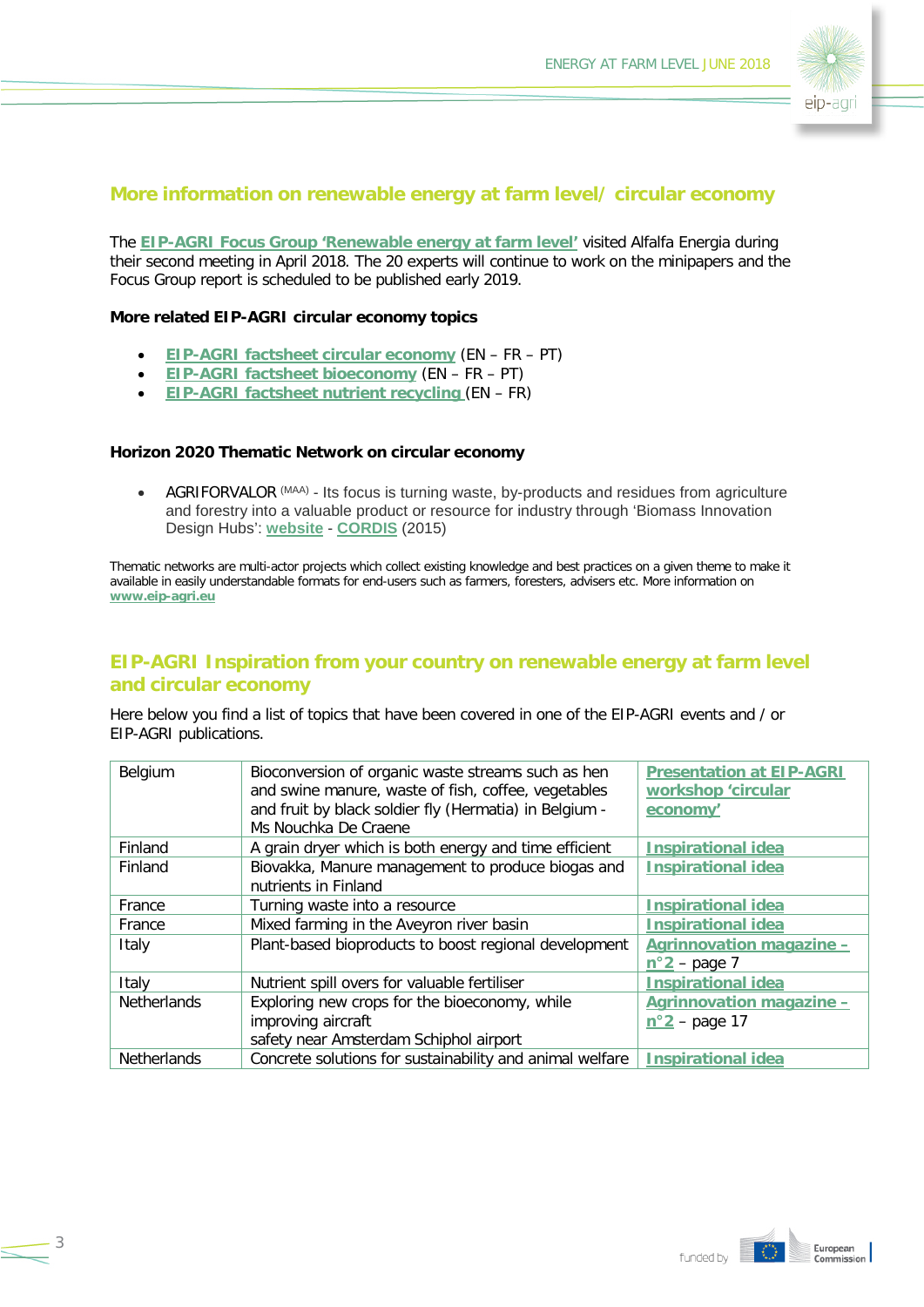## More information on renewable energy at farm level/ circular economy

The **EIP-AGRI Focus Group 'Renewable energy at farm level'** visited Alfalfa Energia during their second meeting in April 2018. The 20 experts will continue to work on the minipapers and the Focus Group report is scheduled to be published early 2019.

**More related EIP-AGRI circular economy topics**

- **EIP-AGRI factsheet circular economy** (EN – FR – PT)
- **EIP-AGRI factsheet bioeconomy** (EN – FR – PT)
- **EIP-AGRI factsheet nutrient recycling** (EN – FR)

**Horizon 2020 Thematic Network on circular economy**

- AGRIFORVALOR (MAA) - Its focus is turning waste, by-products and residues from agriculture and forestry into a valuable product or resource for industry through 'Biomass Innovation Design Hubs': **website** - **CORDIS** (2015)

Thematic networks are multi-actor projects which collect existing knowledge and best practices on a given theme to make it available in easily understandable formats for end-users such as farmers, foresters, advisers etc. More information on **www.eip-agri.eu**

## EIP-AGRI Inspiration from your country on renewable energy at farm level and circular economy

Here below you find a list of topics that have been covered in one of the EIP-AGRI events and / or EIP-AGRI publications.

| | | |
|---|---|---|
| Belgium | Bioconversion of organic waste streams such as hen and swine manure, waste of fish, coffee, vegetables and fruit by black soldier fly (Hermatia) in Belgium - Ms Nouchka De Craene | **Presentation at EIP-AGRI workshop 'circular economy'** |
| Finland | A grain dryer which is both energy and time efficient | **Inspirational idea** |
| Finland | Biovakka, Manure management to produce biogas and nutrients in Finland | **Inspirational idea** |
| France | Turning waste into a resource | **Inspirational idea** |
| France | Mixed farming in the Aveyron river basin | **Inspirational idea** |
| Italy | Plant-based bioproducts to boost regional development | **Agrinnovation magazine – n°2** – page 7 |
| Italy | Nutrient spill overs for valuable fertiliser | **Inspirational idea** |
| Netherlands | Exploring new crops for the bioeconomy, while improving aircraft safety near Amsterdam Schiphol airport | **Agrinnovation magazine – n°2** – page 17 |
| Netherlands | Concrete solutions for sustainability and animal welfare | **Inspirational idea** |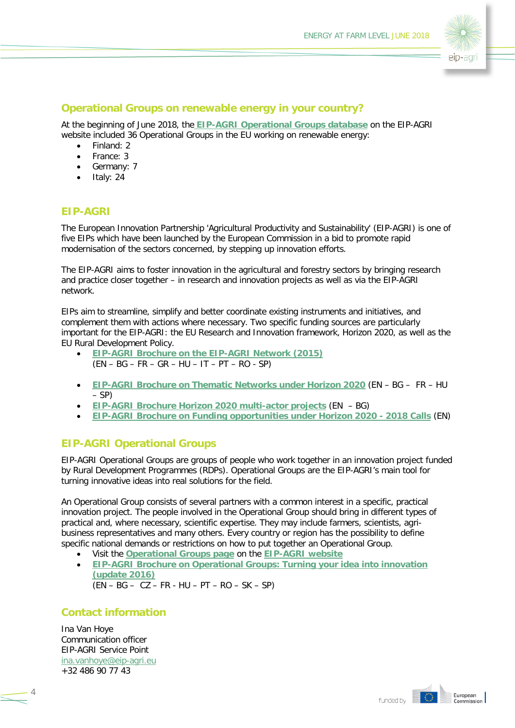## Operational Groups on renewable energy in your country?

At the beginning of June 2018, the **EIP-AGRI Operational Groups database** on the EIP-AGRI website included 36 Operational Groups in the EU working on renewable energy:

- Finland: 2
- France: 3
- Germany: 7
- Italy: 24

## EIP-AGRI

The European Innovation Partnership 'Agricultural Productivity and Sustainability' (EIP-AGRI) is one of five EIPs which have been launched by the European Commission in a bid to promote rapid modernisation of the sectors concerned, by stepping up innovation efforts.

The EIP-AGRI aims to foster innovation in the agricultural and forestry sectors by bringing research and practice closer together – in research and innovation projects as well as via the EIP-AGRI network.

EIPs aim to streamline, simplify and better coordinate existing instruments and initiatives, and complement them with actions where necessary. Two specific funding sources are particularly important for the EIP-AGRI: the EU Research and Innovation framework, Horizon 2020, as well as the EU Rural Development Policy.

- **EIP-AGRI Brochure on the EIP-AGRI Network (2015)**
  (EN – BG – FR – GR – HU – IT – PT – RO - SP)
- **EIP-AGRI Brochure on Thematic Networks under Horizon 2020** (EN – BG – FR – HU – SP)
- **EIP-AGRI Brochure Horizon 2020 multi-actor projects** (EN – BG)
- **EIP-AGRI Brochure on Funding opportunities under Horizon 2020 - 2018 Calls** (EN)

## EIP-AGRI Operational Groups

EIP-AGRI Operational Groups are groups of people who work together in an innovation project funded by Rural Development Programmes (RDPs). Operational Groups are the EIP-AGRI's main tool for turning innovative ideas into real solutions for the field.

An Operational Group consists of several partners with a common interest in a specific, practical innovation project. The people involved in the Operational Group should bring in different types of practical and, where necessary, scientific expertise. They may include farmers, scientists, agri-business representatives and many others. Every country or region has the possibility to define specific national demands or restrictions on how to put together an Operational Group.

- Visit the **Operational Groups page** on the **EIP-AGRI website**
- **EIP-AGRI Brochure on Operational Groups: Turning your idea into innovation (update 2016)**
  (EN – BG – CZ – FR - HU – PT – RO – SK – SP)

## Contact information

Ina Van Hoye
Communication officer
EIP-AGRI Service Point
ina.vanhoye@eip-agri.eu
+32 486 90 77 43